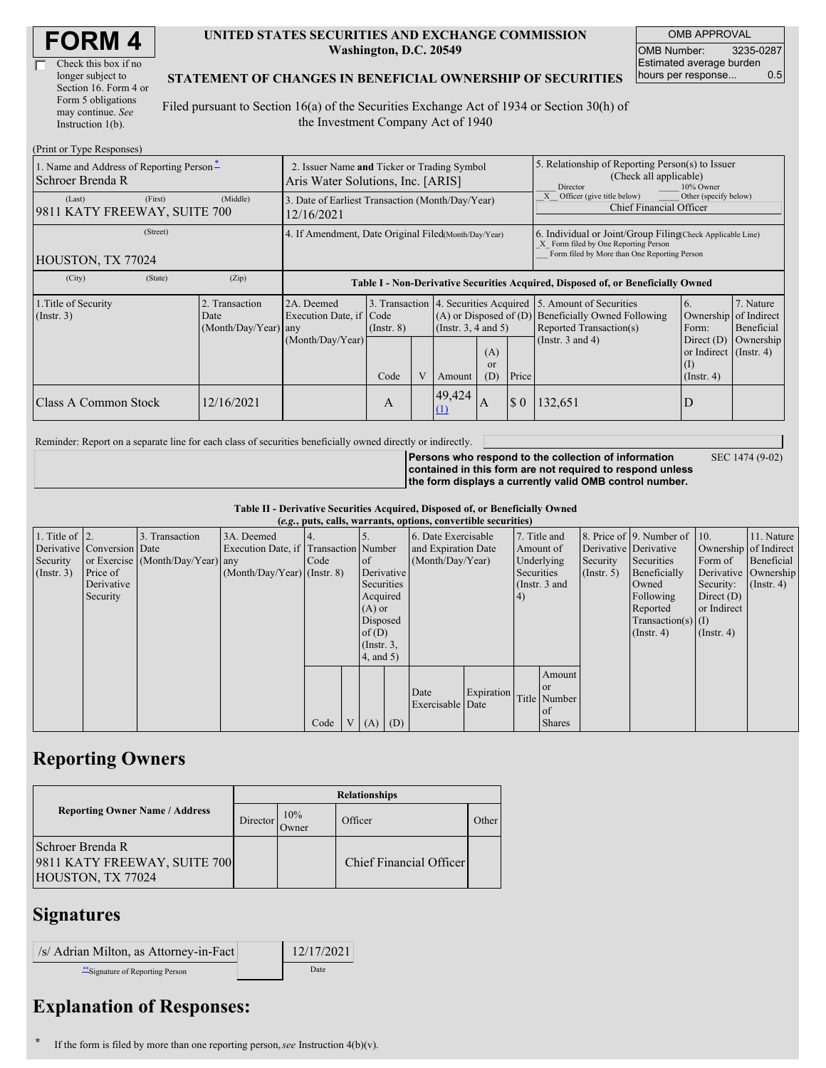# FORM 4

☐ Check this box if no longer subject to Section 16. Form 4 or Form 5 obligations may continue. *See* Instruction 1(b).

**UNITED STATES SECURITIES AND EXCHANGE COMMISSION**
**Washington, D.C. 20549**

**STATEMENT OF CHANGES IN BENEFICIAL OWNERSHIP OF SECURITIES**

Filed pursuant to Section 16(a) of the Securities Exchange Act of 1934 or Section 30(h) of the Investment Company Act of 1940

| OMB APPROVAL | |
|---|---|
| OMB Number: | 3235-0287 |
| Estimated average burden hours per response... | 0.5 |

(Print or Type Responses)

| 1. Name and Address of Reporting Person* | 2. Issuer Name and Ticker or Trading Symbol | 5. Relationship of Reporting Person(s) to Issuer (Check all applicable) |
|---|---|---|
| Schroer Brenda R | Aris Water Solutions, Inc. [ARIS] | ___ Director ___ 10% Owner |
| (Last) (First) (Middle) 9811 KATY FREEWAY, SUITE 700 | 3. Date of Earliest Transaction (Month/Day/Year) 12/16/2021 | _X_ Officer (give title below) ___ Other (specify below) Chief Financial Officer |
| (Street) HOUSTON, TX 77024 | 4. If Amendment, Date Original Filed (Month/Day/Year) | 6. Individual or Joint/Group Filing (Check Applicable Line) _X_ Form filed by One Reporting Person ___ Form filed by More than One Reporting Person |
| (City) (State) (Zip) | | |

**Table I - Non-Derivative Securities Acquired, Disposed of, or Beneficially Owned**

| 1.Title of Security (Instr. 3) | 2. Transaction Date (Month/Day/Year) | 2A. Deemed Execution Date, if any (Month/Day/Year) | 3. Transaction Code (Instr. 8) | | 4. Securities Acquired (A) or Disposed of (D) (Instr. 3, 4 and 5) | | | 5. Amount of Securities Beneficially Owned Following Reported Transaction(s) (Instr. 3 and 4) | 6. Ownership Form: Direct (D) or Indirect (I) (Instr. 4) | 7. Nature of Indirect Beneficial Ownership (Instr. 4) |
|---|---|---|---|---|---|---|---|---|---|---|
| | | | Code | V | Amount | (A) or (D) | Price | | | |
| Class A Common Stock | 12/16/2021 | | A | | 49,424 (1) | A | $ 0 | 132,651 | D | |

Reminder: Report on a separate line for each class of securities beneficially owned directly or indirectly.

**Persons who respond to the collection of information contained in this form are not required to respond unless the form displays a currently valid OMB control number.** SEC 1474 (9-02)

**Table II - Derivative Securities Acquired, Disposed of, or Beneficially Owned**
**(*e.g.*, puts, calls, warrants, options, convertible securities)**

| 1. Title of Derivative Security (Instr. 3) | 2. Conversion or Exercise Price of Derivative Security | 3. Transaction Date (Month/Day/Year) | 3A. Deemed Execution Date, if any (Month/Day/Year) | 4. Transaction Code (Instr. 8) | | 5. Number of Derivative Securities Acquired (A) or Disposed of (D) (Instr. 3, 4, and 5) | | 6. Date Exercisable and Expiration Date (Month/Day/Year) | | 7. Title and Amount of Underlying Securities (Instr. 3 and 4) | | 8. Price of Derivative Security (Instr. 5) | 9. Number of Derivative Securities Beneficially Owned Following Reported Transaction(s) (Instr. 4) | 10. Ownership Form of Derivative Security: Direct (D) or Indirect (I) (Instr. 4) | 11. Nature of Indirect Beneficial Ownership (Instr. 4) |
|---|---|---|---|---|---|---|---|---|---|---|---|---|---|---|---|
| | | | | Code | V | (A) | (D) | Date Exercisable | Expiration Date | Title | Amount or Number of Shares | | | | |

## Reporting Owners

| Reporting Owner Name / Address | Relationships | | | |
|---|---|---|---|---|
| | Director | 10% Owner | Officer | Other |
| Schroer Brenda R 9811 KATY FREEWAY, SUITE 700 HOUSTON, TX 77024 | | | Chief Financial Officer | |

## Signatures

| /s/ Adrian Milton, as Attorney-in-Fact | | 12/17/2021 |
|---|---|---|
| **Signature of Reporting Person | | Date |

## Explanation of Responses:

\* If the form is filed by more than one reporting person, *see* Instruction 4(b)(v).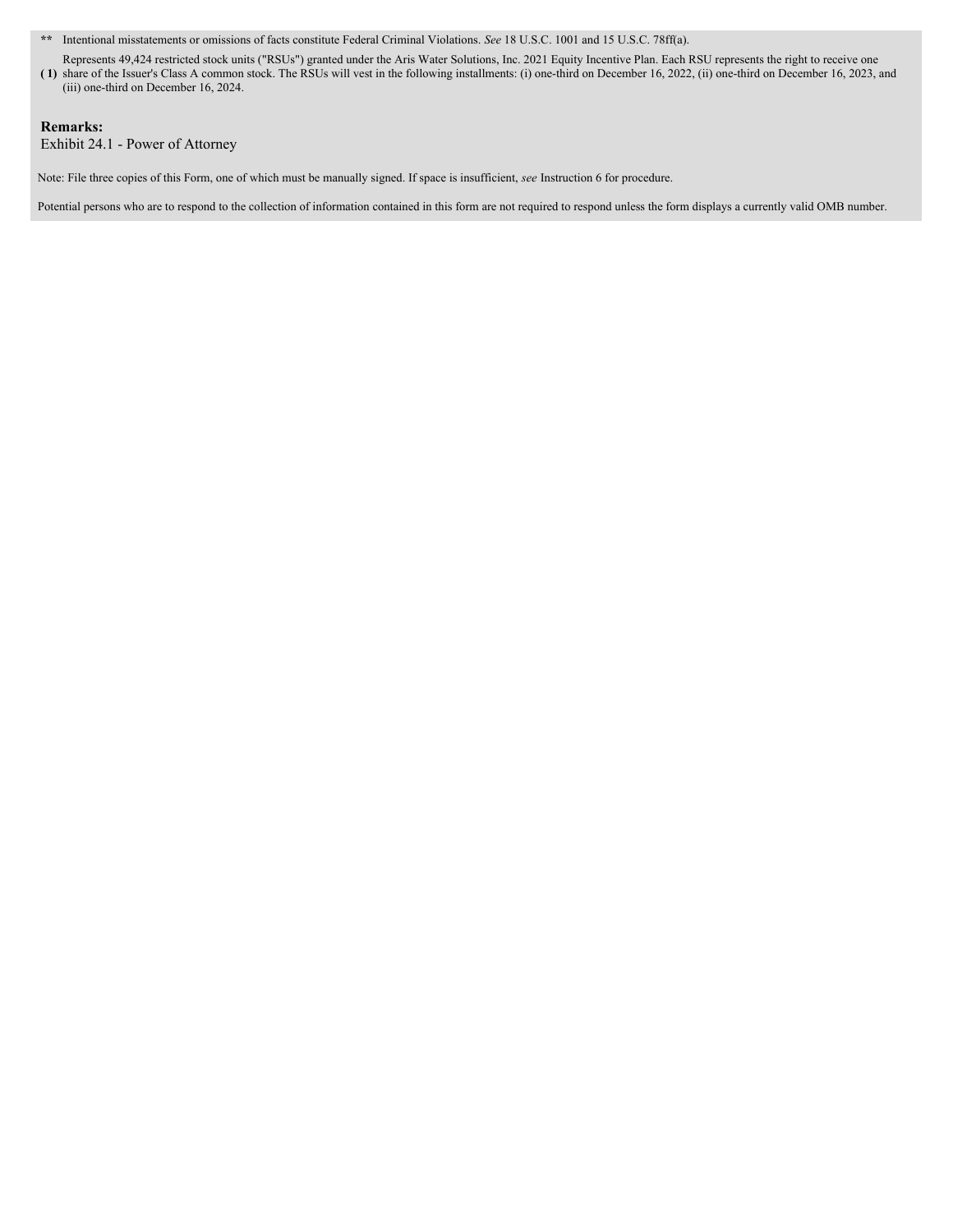** Intentional misstatements or omissions of facts constitute Federal Criminal Violations. *See* 18 U.S.C. 1001 and 15 U.S.C. 78ff(a).

(1) Represents 49,424 restricted stock units ("RSUs") granted under the Aris Water Solutions, Inc. 2021 Equity Incentive Plan. Each RSU represents the right to receive one share of the Issuer's Class A common stock. The RSUs will vest in the following installments: (i) one-third on December 16, 2022, (ii) one-third on December 16, 2023, and (iii) one-third on December 16, 2024.

**Remarks:**

Exhibit 24.1 - Power of Attorney

Note: File three copies of this Form, one of which must be manually signed. If space is insufficient, *see* Instruction 6 for procedure.

Potential persons who are to respond to the collection of information contained in this form are not required to respond unless the form displays a currently valid OMB number.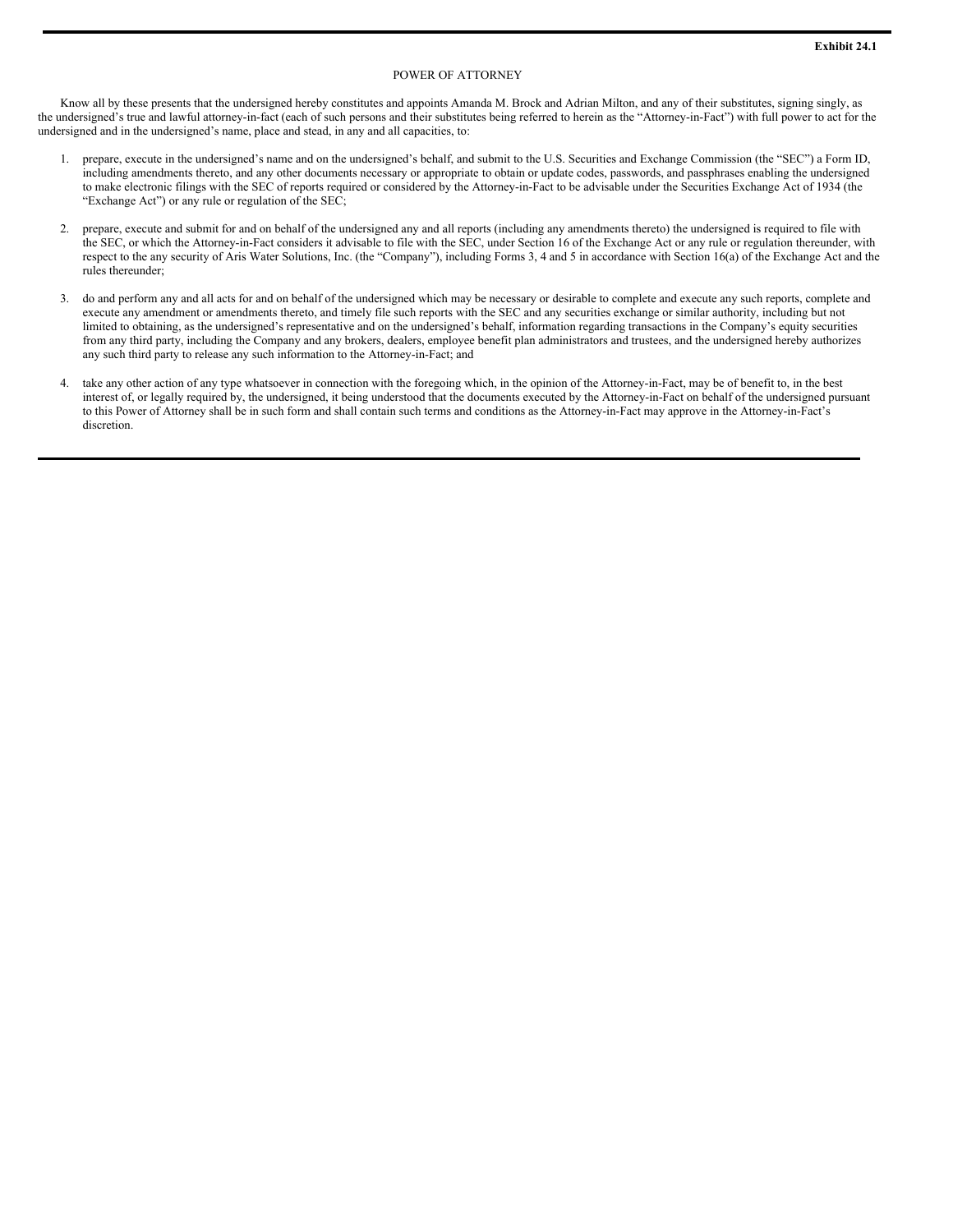**Exhibit 24.1**

POWER OF ATTORNEY

Know all by these presents that the undersigned hereby constitutes and appoints Amanda M. Brock and Adrian Milton, and any of their substitutes, signing singly, as the undersigned's true and lawful attorney-in-fact (each of such persons and their substitutes being referred to herein as the "Attorney-in-Fact") with full power to act for the undersigned and in the undersigned's name, place and stead, in any and all capacities, to:

1. prepare, execute in the undersigned's name and on the undersigned's behalf, and submit to the U.S. Securities and Exchange Commission (the "SEC") a Form ID, including amendments thereto, and any other documents necessary or appropriate to obtain or update codes, passwords, and passphrases enabling the undersigned to make electronic filings with the SEC of reports required or considered by the Attorney-in-Fact to be advisable under the Securities Exchange Act of 1934 (the "Exchange Act") or any rule or regulation of the SEC;

2. prepare, execute and submit for and on behalf of the undersigned any and all reports (including any amendments thereto) the undersigned is required to file with the SEC, or which the Attorney-in-Fact considers it advisable to file with the SEC, under Section 16 of the Exchange Act or any rule or regulation thereunder, with respect to the any security of Aris Water Solutions, Inc. (the "Company"), including Forms 3, 4 and 5 in accordance with Section 16(a) of the Exchange Act and the rules thereunder;

3. do and perform any and all acts for and on behalf of the undersigned which may be necessary or desirable to complete and execute any such reports, complete and execute any amendment or amendments thereto, and timely file such reports with the SEC and any securities exchange or similar authority, including but not limited to obtaining, as the undersigned's representative and on the undersigned's behalf, information regarding transactions in the Company's equity securities from any third party, including the Company and any brokers, dealers, employee benefit plan administrators and trustees, and the undersigned hereby authorizes any such third party to release any such information to the Attorney-in-Fact; and

4. take any other action of any type whatsoever in connection with the foregoing which, in the opinion of the Attorney-in-Fact, may be of benefit to, in the best interest of, or legally required by, the undersigned, it being understood that the documents executed by the Attorney-in-Fact on behalf of the undersigned pursuant to this Power of Attorney shall be in such form and shall contain such terms and conditions as the Attorney-in-Fact may approve in the Attorney-in-Fact's discretion.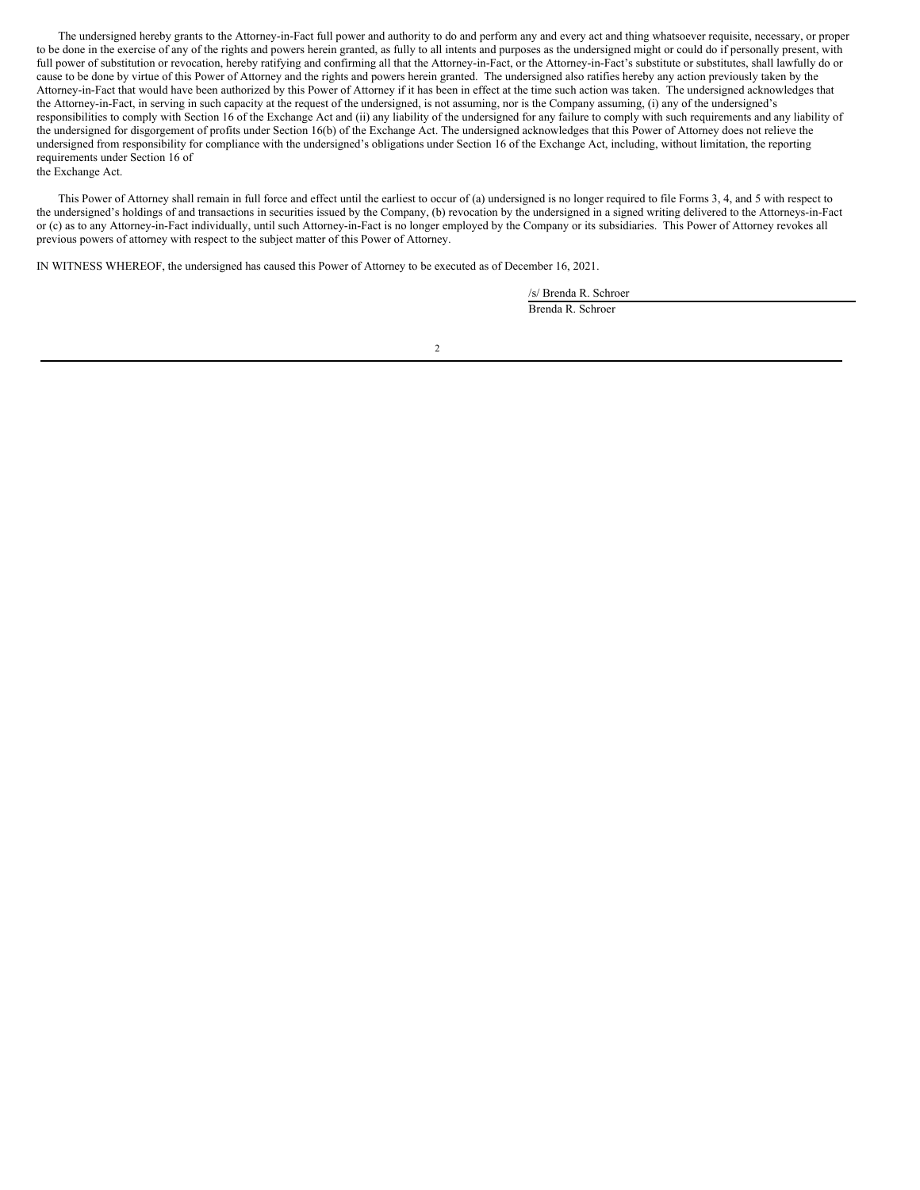The undersigned hereby grants to the Attorney-in-Fact full power and authority to do and perform any and every act and thing whatsoever requisite, necessary, or proper to be done in the exercise of any of the rights and powers herein granted, as fully to all intents and purposes as the undersigned might or could do if personally present, with full power of substitution or revocation, hereby ratifying and confirming all that the Attorney-in-Fact, or the Attorney-in-Fact's substitute or substitutes, shall lawfully do or cause to be done by virtue of this Power of Attorney and the rights and powers herein granted. The undersigned also ratifies hereby any action previously taken by the Attorney-in-Fact that would have been authorized by this Power of Attorney if it has been in effect at the time such action was taken. The undersigned acknowledges that the Attorney-in-Fact, in serving in such capacity at the request of the undersigned, is not assuming, nor is the Company assuming, (i) any of the undersigned's responsibilities to comply with Section 16 of the Exchange Act and (ii) any liability of the undersigned for any failure to comply with such requirements and any liability of the undersigned for disgorgement of profits under Section 16(b) of the Exchange Act. The undersigned acknowledges that this Power of Attorney does not relieve the undersigned from responsibility for compliance with the undersigned's obligations under Section 16 of the Exchange Act, including, without limitation, the reporting requirements under Section 16 of the Exchange Act.

This Power of Attorney shall remain in full force and effect until the earliest to occur of (a) undersigned is no longer required to file Forms 3, 4, and 5 with respect to the undersigned's holdings of and transactions in securities issued by the Company, (b) revocation by the undersigned in a signed writing delivered to the Attorneys-in-Fact or (c) as to any Attorney-in-Fact individually, until such Attorney-in-Fact is no longer employed by the Company or its subsidiaries. This Power of Attorney revokes all previous powers of attorney with respect to the subject matter of this Power of Attorney.

IN WITNESS WHEREOF, the undersigned has caused this Power of Attorney to be executed as of December 16, 2021.

/s/ Brenda R. Schroer

Brenda R. Schroer